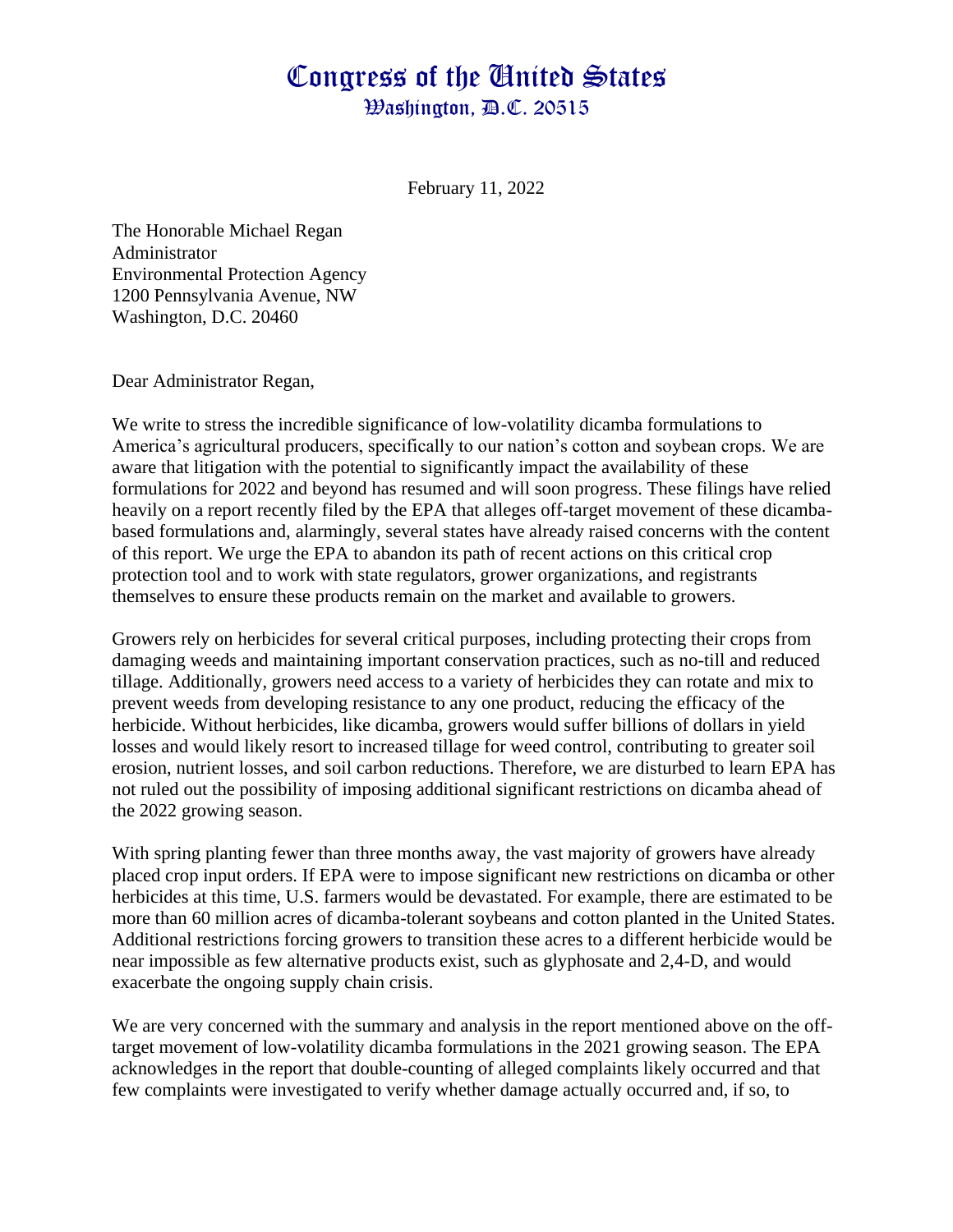# Congress of the United States

## Washington, D.C. 20515

February 11, 2022

The Honorable Michael Regan
Administrator
Environmental Protection Agency
1200 Pennsylvania Avenue, NW
Washington, D.C. 20460

Dear Administrator Regan,

We write to stress the incredible significance of low-volatility dicamba formulations to America's agricultural producers, specifically to our nation's cotton and soybean crops. We are aware that litigation with the potential to significantly impact the availability of these formulations for 2022 and beyond has resumed and will soon progress. These filings have relied heavily on a report recently filed by the EPA that alleges off-target movement of these dicamba-based formulations and, alarmingly, several states have already raised concerns with the content of this report. We urge the EPA to abandon its path of recent actions on this critical crop protection tool and to work with state regulators, grower organizations, and registrants themselves to ensure these products remain on the market and available to growers.

Growers rely on herbicides for several critical purposes, including protecting their crops from damaging weeds and maintaining important conservation practices, such as no-till and reduced tillage. Additionally, growers need access to a variety of herbicides they can rotate and mix to prevent weeds from developing resistance to any one product, reducing the efficacy of the herbicide. Without herbicides, like dicamba, growers would suffer billions of dollars in yield losses and would likely resort to increased tillage for weed control, contributing to greater soil erosion, nutrient losses, and soil carbon reductions. Therefore, we are disturbed to learn EPA has not ruled out the possibility of imposing additional significant restrictions on dicamba ahead of the 2022 growing season.

With spring planting fewer than three months away, the vast majority of growers have already placed crop input orders. If EPA were to impose significant new restrictions on dicamba or other herbicides at this time, U.S. farmers would be devastated. For example, there are estimated to be more than 60 million acres of dicamba-tolerant soybeans and cotton planted in the United States. Additional restrictions forcing growers to transition these acres to a different herbicide would be near impossible as few alternative products exist, such as glyphosate and 2,4-D, and would exacerbate the ongoing supply chain crisis.

We are very concerned with the summary and analysis in the report mentioned above on the off-target movement of low-volatility dicamba formulations in the 2021 growing season. The EPA acknowledges in the report that double-counting of alleged complaints likely occurred and that few complaints were investigated to verify whether damage actually occurred and, if so, to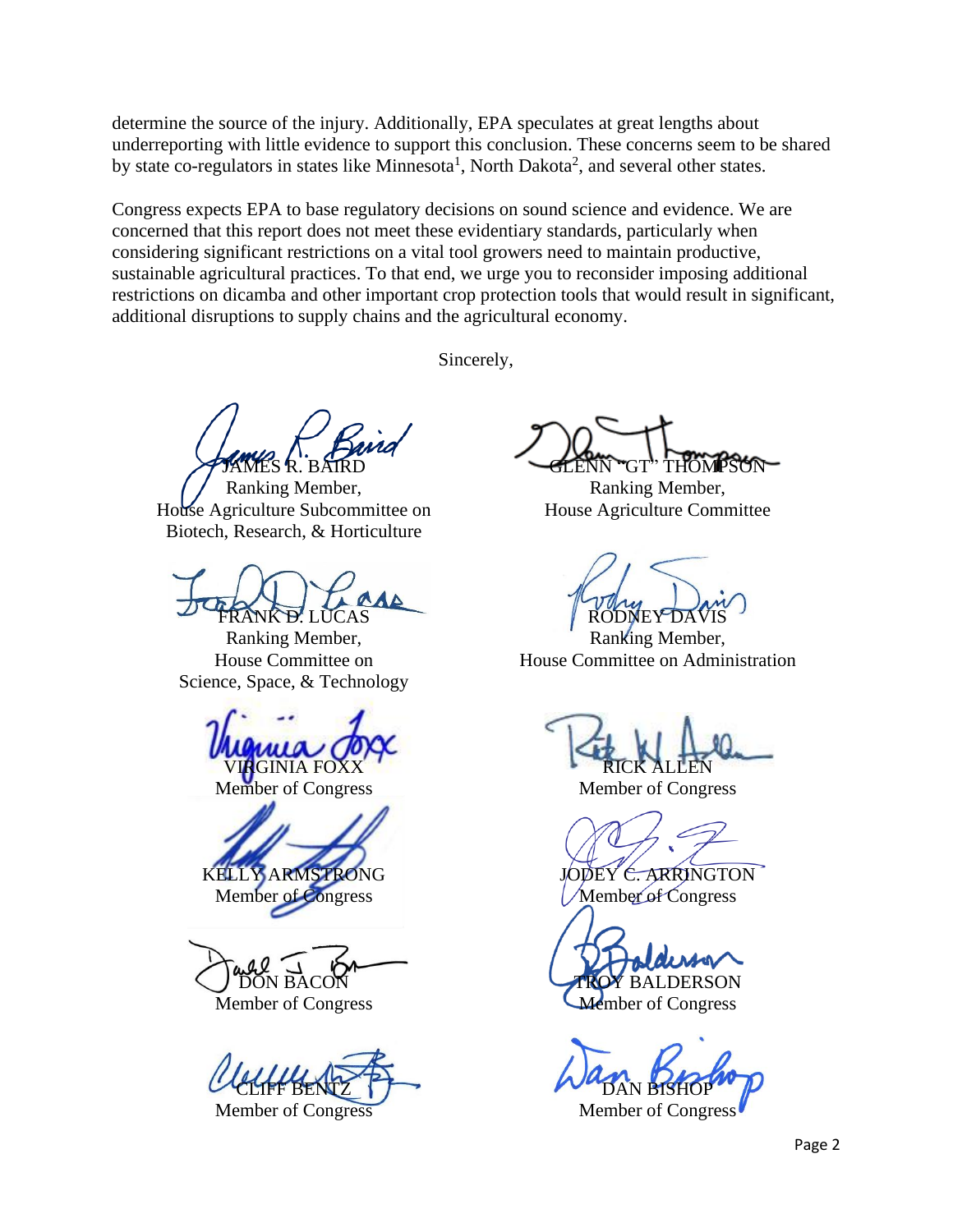determine the source of the injury. Additionally, EPA speculates at great lengths about underreporting with little evidence to support this conclusion. These concerns seem to be shared by state co-regulators in states like Minnesota[1], North Dakota[2], and several other states.

Congress expects EPA to base regulatory decisions on sound science and evidence. We are concerned that this report does not meet these evidentiary standards, particularly when considering significant restrictions on a vital tool growers need to maintain productive, sustainable agricultural practices. To that end, we urge you to reconsider imposing additional restrictions on dicamba and other important crop protection tools that would result in significant, additional disruptions to supply chains and the agricultural economy.

Sincerely,

JAMES R. BAIRD
Ranking Member,
House Agriculture Subcommittee on Biotech, Research, & Horticulture

GLENN "GT" THOMPSON
Ranking Member,
House Agriculture Committee

FRANK D. LUCAS
Ranking Member,
House Committee on Science, Space, & Technology

RODNEY DAVIS
Ranking Member,
House Committee on Administration

VIRGINIA FOXX
Member of Congress

RICK ALLEN
Member of Congress

KELLY ARMSTRONG
Member of Congress

JODEY C. ARRINGTON
Member of Congress

DON BACON
Member of Congress

TROY BALDERSON
Member of Congress

CLIFF BENTZ
Member of Congress

DAN BISHOP
Member of Congress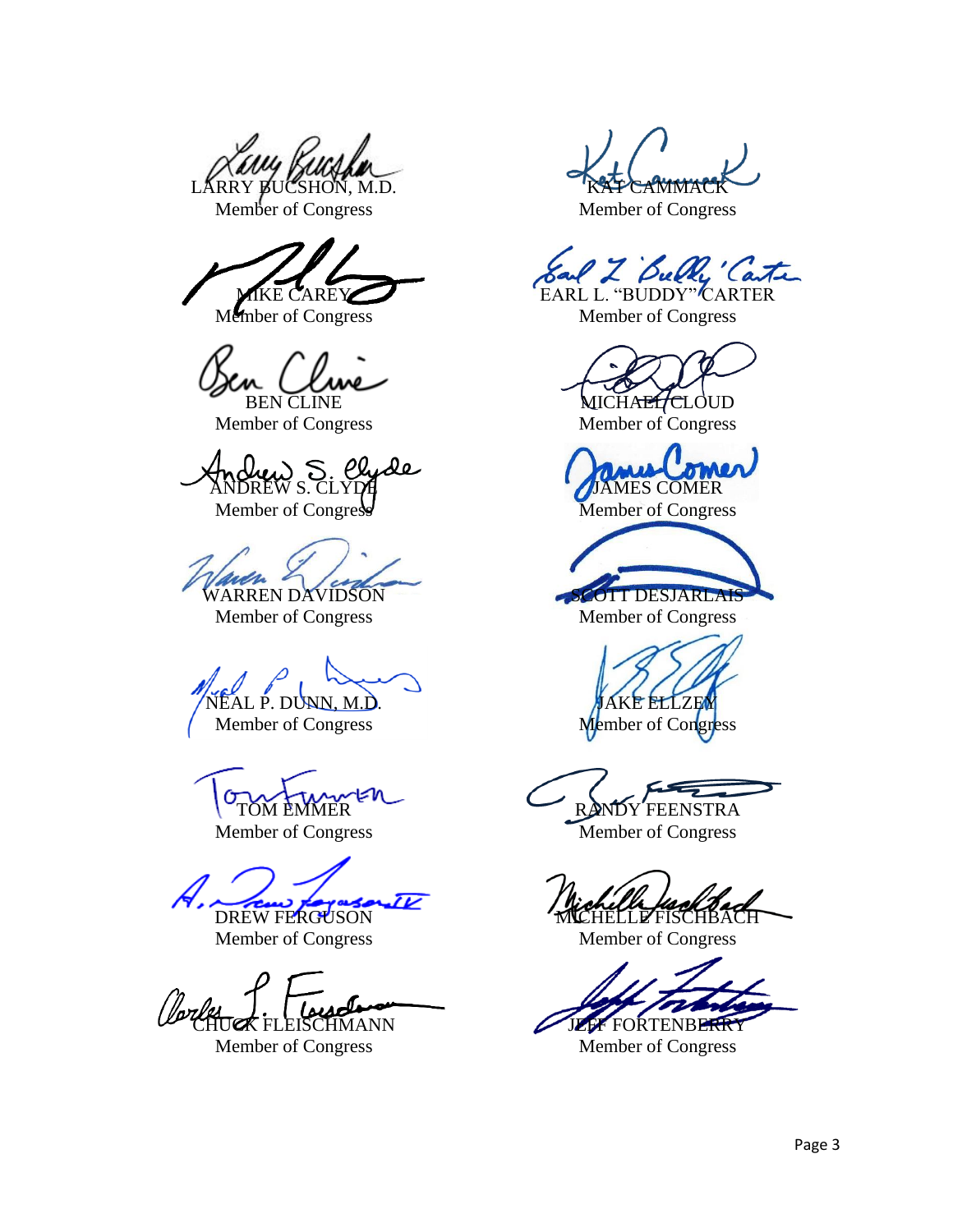LARRY BUCSHON, M.D.
Member of Congress

KAT CAMMACK
Member of Congress

MIKE CAREY
Member of Congress

EARL L. "BUDDY" CARTER
Member of Congress

BEN CLINE
Member of Congress

MICHAEL CLOUD
Member of Congress

ANDREW S. CLYDE
Member of Congress

JAMES COMER
Member of Congress

WARREN DAVIDSON
Member of Congress

SCOTT DESJARLAIS
Member of Congress

NEAL P. DUNN, M.D.
Member of Congress

JAKE ELLZEY
Member of Congress

TOM EMMER
Member of Congress

RANDY FEENSTRA
Member of Congress

DREW FERGUSON
Member of Congress

MICHELLE FISCHBACH
Member of Congress

CHUCK FLEISCHMANN
Member of Congress

JEFF FORTENBERRY
Member of Congress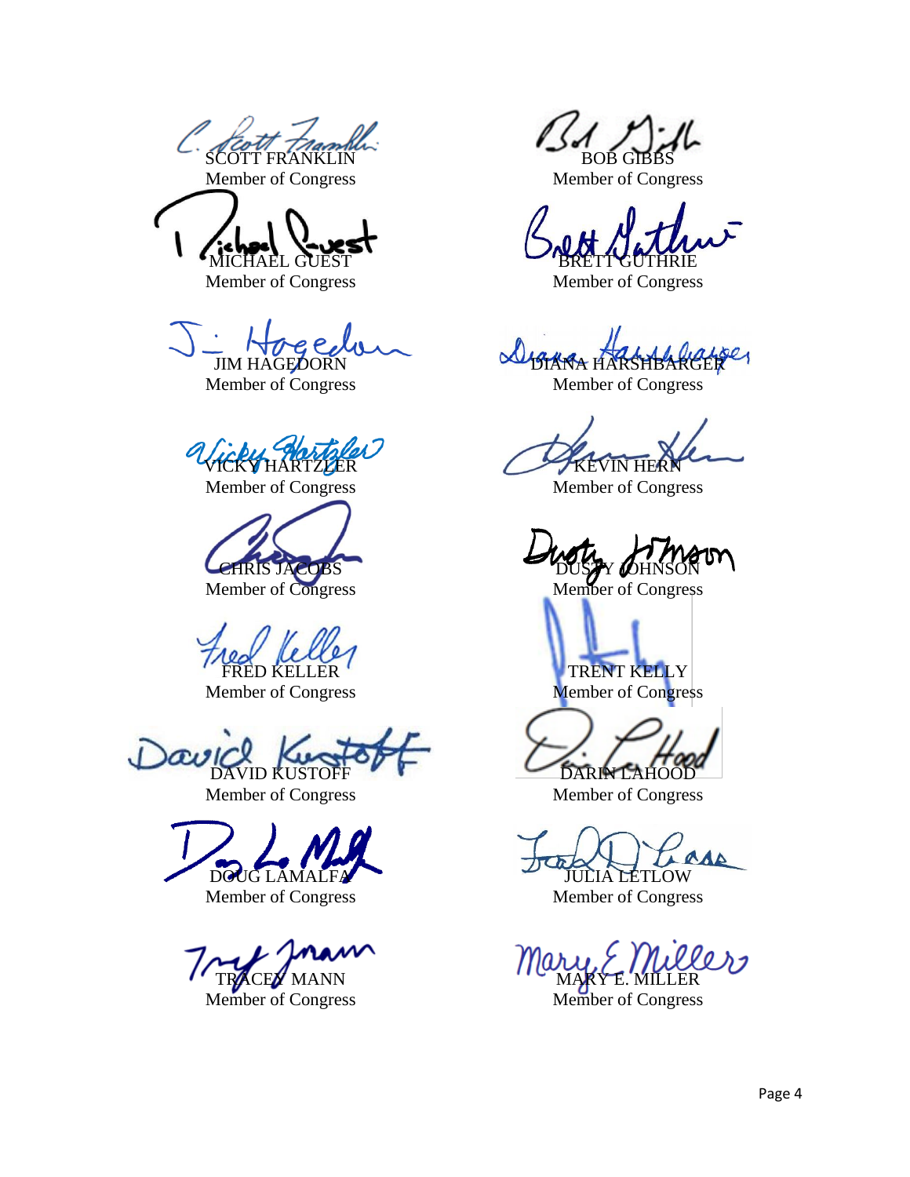SCOTT FRANKLIN
Member of Congress

BOB GIBBS
Member of Congress

MICHAEL GUEST
Member of Congress

BRETT GUTHRIE
Member of Congress

JIM HAGEDORN
Member of Congress

DIANA HARSHBARGER
Member of Congress

VICKY HARTZLER
Member of Congress

KEVIN HERN
Member of Congress

CHRIS JACOBS
Member of Congress

DUSTY JOHNSON
Member of Congress

FRED KELLER
Member of Congress

TRENT KELLY
Member of Congress

DAVID KUSTOFF
Member of Congress

DARIN LAHOOD
Member of Congress

DOUG LAMALFA
Member of Congress

JULIA LETLOW
Member of Congress

TRACEY MANN
Member of Congress

MARY E. MILLER
Member of Congress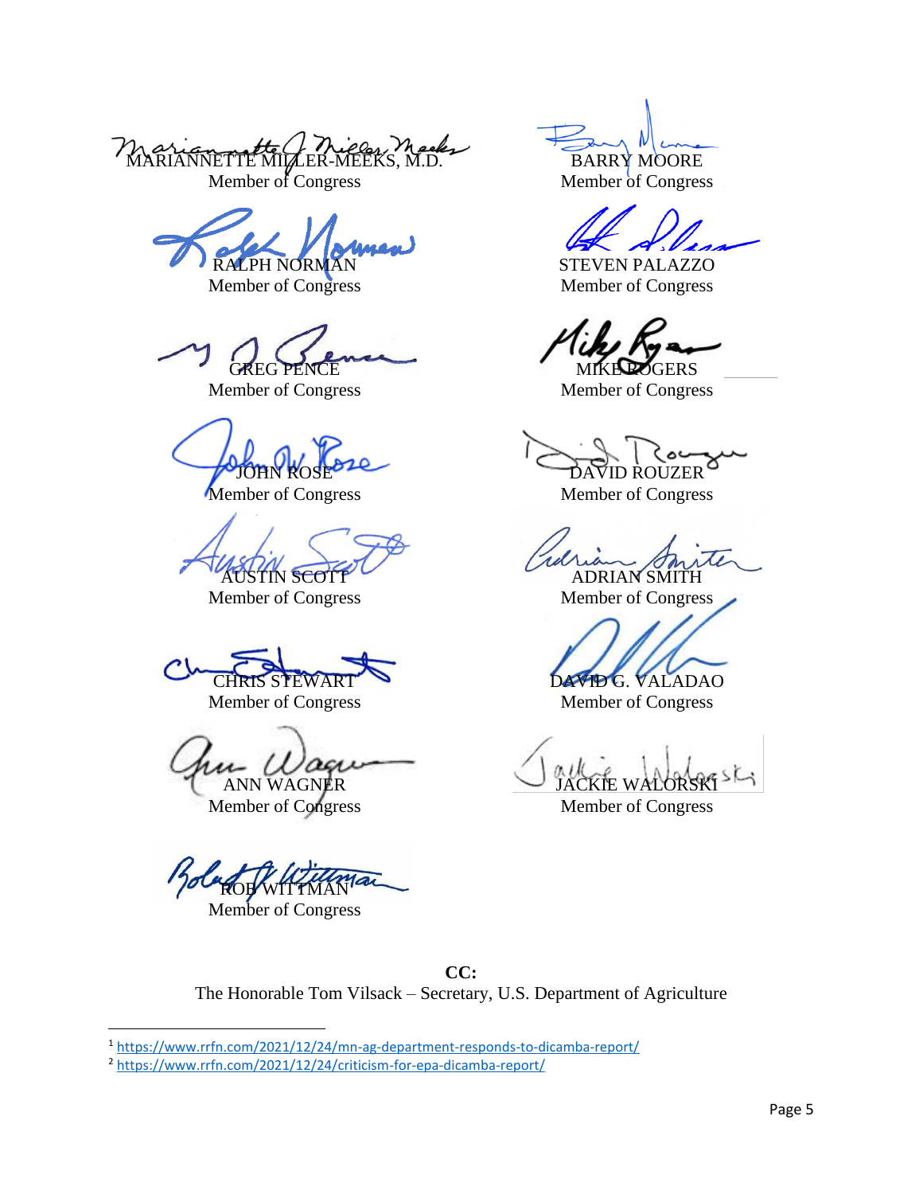MARIANNETTE MILLER-MEEKS, M.D.
Member of Congress

BARRY MOORE
Member of Congress

RALPH NORMAN
Member of Congress

STEVEN PALAZZO
Member of Congress

GREG PENCE
Member of Congress

MIKE ROGERS
Member of Congress

JOHN ROSE
Member of Congress

DAVID ROUZER
Member of Congress

AUSTIN SCOTT
Member of Congress

ADRIAN SMITH
Member of Congress

CHRIS STEWART
Member of Congress

DAVID G. VALADAO
Member of Congress

ANN WAGNER
Member of Congress

JACKIE WALORSKI
Member of Congress

ROB WITTMAN
Member of Congress

**CC:**
The Honorable Tom Vilsack – Secretary, U.S. Department of Agriculture

---

[1] https://www.rrfn.com/2021/12/24/mn-ag-department-responds-to-dicamba-report/

[2] https://www.rrfn.com/2021/12/24/criticism-for-epa-dicamba-report/